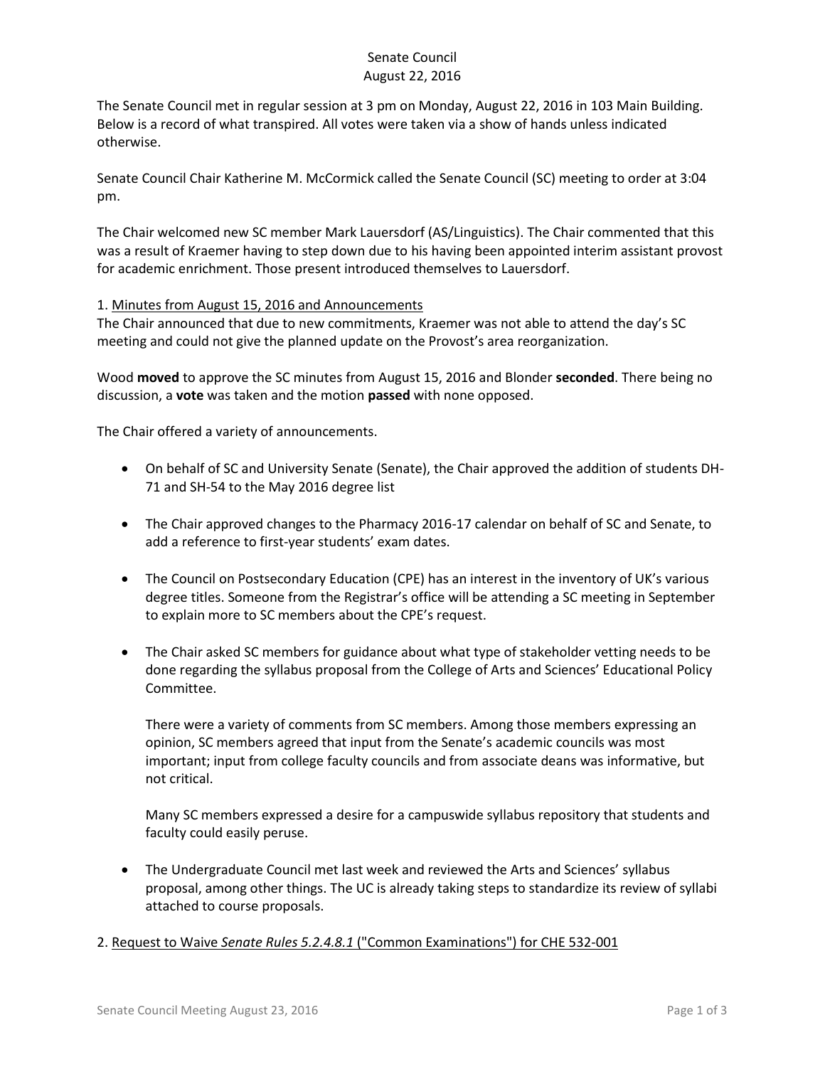Senate Council
August 22, 2016

The Senate Council met in regular session at 3 pm on Monday, August 22, 2016 in 103 Main Building. Below is a record of what transpired. All votes were taken via a show of hands unless indicated otherwise.

Senate Council Chair Katherine M. McCormick called the Senate Council (SC) meeting to order at 3:04 pm.

The Chair welcomed new SC member Mark Lauersdorf (AS/Linguistics). The Chair commented that this was a result of Kraemer having to step down due to his having been appointed interim assistant provost for academic enrichment. Those present introduced themselves to Lauersdorf.

1. <u>Minutes from August 15, 2016 and Announcements</u>

The Chair announced that due to new commitments, Kraemer was not able to attend the day's SC meeting and could not give the planned update on the Provost's area reorganization.

Wood **moved** to approve the SC minutes from August 15, 2016 and Blonder **seconded**. There being no discussion, a **vote** was taken and the motion **passed** with none opposed.

The Chair offered a variety of announcements.

- On behalf of SC and University Senate (Senate), the Chair approved the addition of students DH-71 and SH-54 to the May 2016 degree list

- The Chair approved changes to the Pharmacy 2016-17 calendar on behalf of SC and Senate, to add a reference to first-year students' exam dates.

- The Council on Postsecondary Education (CPE) has an interest in the inventory of UK's various degree titles. Someone from the Registrar's office will be attending a SC meeting in September to explain more to SC members about the CPE's request.

- The Chair asked SC members for guidance about what type of stakeholder vetting needs to be done regarding the syllabus proposal from the College of Arts and Sciences' Educational Policy Committee.

  There were a variety of comments from SC members. Among those members expressing an opinion, SC members agreed that input from the Senate's academic councils was most important; input from college faculty councils and from associate deans was informative, but not critical.

  Many SC members expressed a desire for a campuswide syllabus repository that students and faculty could easily peruse.

- The Undergraduate Council met last week and reviewed the Arts and Sciences' syllabus proposal, among other things. The UC is already taking steps to standardize its review of syllabi attached to course proposals.

2. <u>Request to Waive *Senate Rules 5.2.4.8.1* ("Common Examinations") for CHE 532-001</u>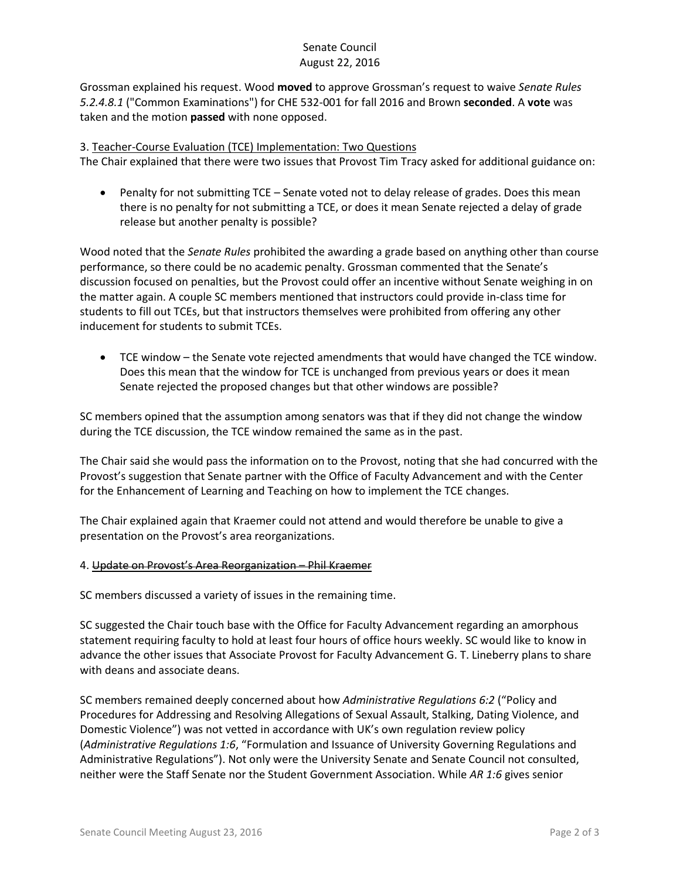Grossman explained his request. Wood **moved** to approve Grossman's request to waive *Senate Rules 5.2.4.8.1* ("Common Examinations") for CHE 532-001 for fall 2016 and Brown **seconded**. A **vote** was taken and the motion **passed** with none opposed.

3. <u>Teacher-Course Evaluation (TCE) Implementation: Two Questions</u>

The Chair explained that there were two issues that Provost Tim Tracy asked for additional guidance on:

- Penalty for not submitting TCE – Senate voted not to delay release of grades. Does this mean there is no penalty for not submitting a TCE, or does it mean Senate rejected a delay of grade release but another penalty is possible?

Wood noted that the *Senate Rules* prohibited the awarding a grade based on anything other than course performance, so there could be no academic penalty. Grossman commented that the Senate's discussion focused on penalties, but the Provost could offer an incentive without Senate weighing in on the matter again. A couple SC members mentioned that instructors could provide in-class time for students to fill out TCEs, but that instructors themselves were prohibited from offering any other inducement for students to submit TCEs.

- TCE window – the Senate vote rejected amendments that would have changed the TCE window. Does this mean that the window for TCE is unchanged from previous years or does it mean Senate rejected the proposed changes but that other windows are possible?

SC members opined that the assumption among senators was that if they did not change the window during the TCE discussion, the TCE window remained the same as in the past.

The Chair said she would pass the information on to the Provost, noting that she had concurred with the Provost's suggestion that Senate partner with the Office of Faculty Advancement and with the Center for the Enhancement of Learning and Teaching on how to implement the TCE changes.

The Chair explained again that Kraemer could not attend and would therefore be unable to give a presentation on the Provost's area reorganizations.

4. ~~Update on Provost's Area Reorganization – Phil Kraemer~~

SC members discussed a variety of issues in the remaining time.

SC suggested the Chair touch base with the Office for Faculty Advancement regarding an amorphous statement requiring faculty to hold at least four hours of office hours weekly. SC would like to know in advance the other issues that Associate Provost for Faculty Advancement G. T. Lineberry plans to share with deans and associate deans.

SC members remained deeply concerned about how *Administrative Regulations 6:2* ("Policy and Procedures for Addressing and Resolving Allegations of Sexual Assault, Stalking, Dating Violence, and Domestic Violence") was not vetted in accordance with UK's own regulation review policy (*Administrative Regulations 1:6*, "Formulation and Issuance of University Governing Regulations and Administrative Regulations"). Not only were the University Senate and Senate Council not consulted, neither were the Staff Senate nor the Student Government Association. While *AR 1:6* gives senior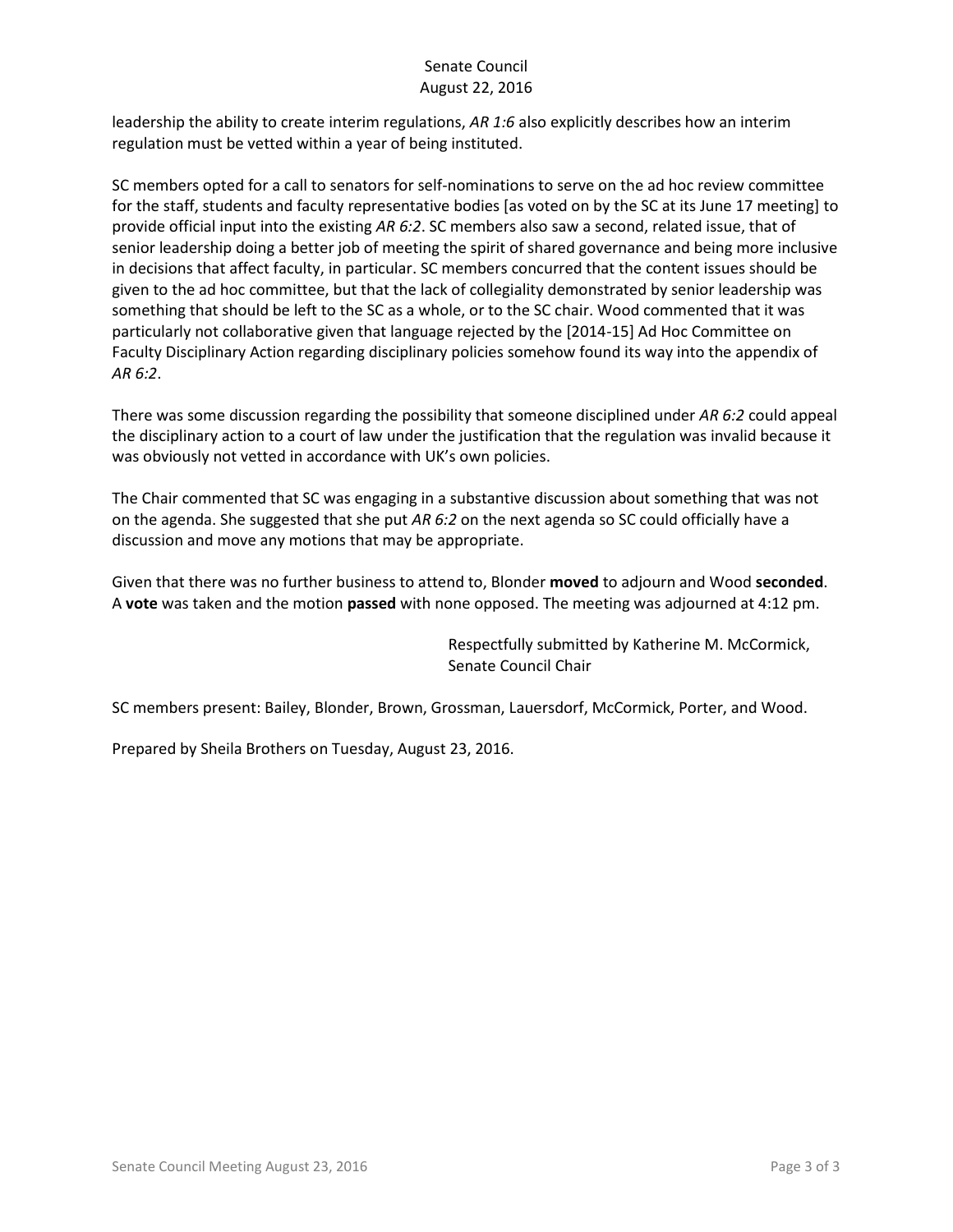leadership the ability to create interim regulations, *AR 1:6* also explicitly describes how an interim regulation must be vetted within a year of being instituted.

SC members opted for a call to senators for self-nominations to serve on the ad hoc review committee for the staff, students and faculty representative bodies [as voted on by the SC at its June 17 meeting] to provide official input into the existing *AR 6:2*. SC members also saw a second, related issue, that of senior leadership doing a better job of meeting the spirit of shared governance and being more inclusive in decisions that affect faculty, in particular. SC members concurred that the content issues should be given to the ad hoc committee, but that the lack of collegiality demonstrated by senior leadership was something that should be left to the SC as a whole, or to the SC chair. Wood commented that it was particularly not collaborative given that language rejected by the [2014-15] Ad Hoc Committee on Faculty Disciplinary Action regarding disciplinary policies somehow found its way into the appendix of *AR 6:2*.

There was some discussion regarding the possibility that someone disciplined under *AR 6:2* could appeal the disciplinary action to a court of law under the justification that the regulation was invalid because it was obviously not vetted in accordance with UK's own policies.

The Chair commented that SC was engaging in a substantive discussion about something that was not on the agenda. She suggested that she put *AR 6:2* on the next agenda so SC could officially have a discussion and move any motions that may be appropriate.

Given that there was no further business to attend to, Blonder **moved** to adjourn and Wood **seconded**. A **vote** was taken and the motion **passed** with none opposed. The meeting was adjourned at 4:12 pm.

Respectfully submitted by Katherine M. McCormick,
Senate Council Chair

SC members present: Bailey, Blonder, Brown, Grossman, Lauersdorf, McCormick, Porter, and Wood.

Prepared by Sheila Brothers on Tuesday, August 23, 2016.